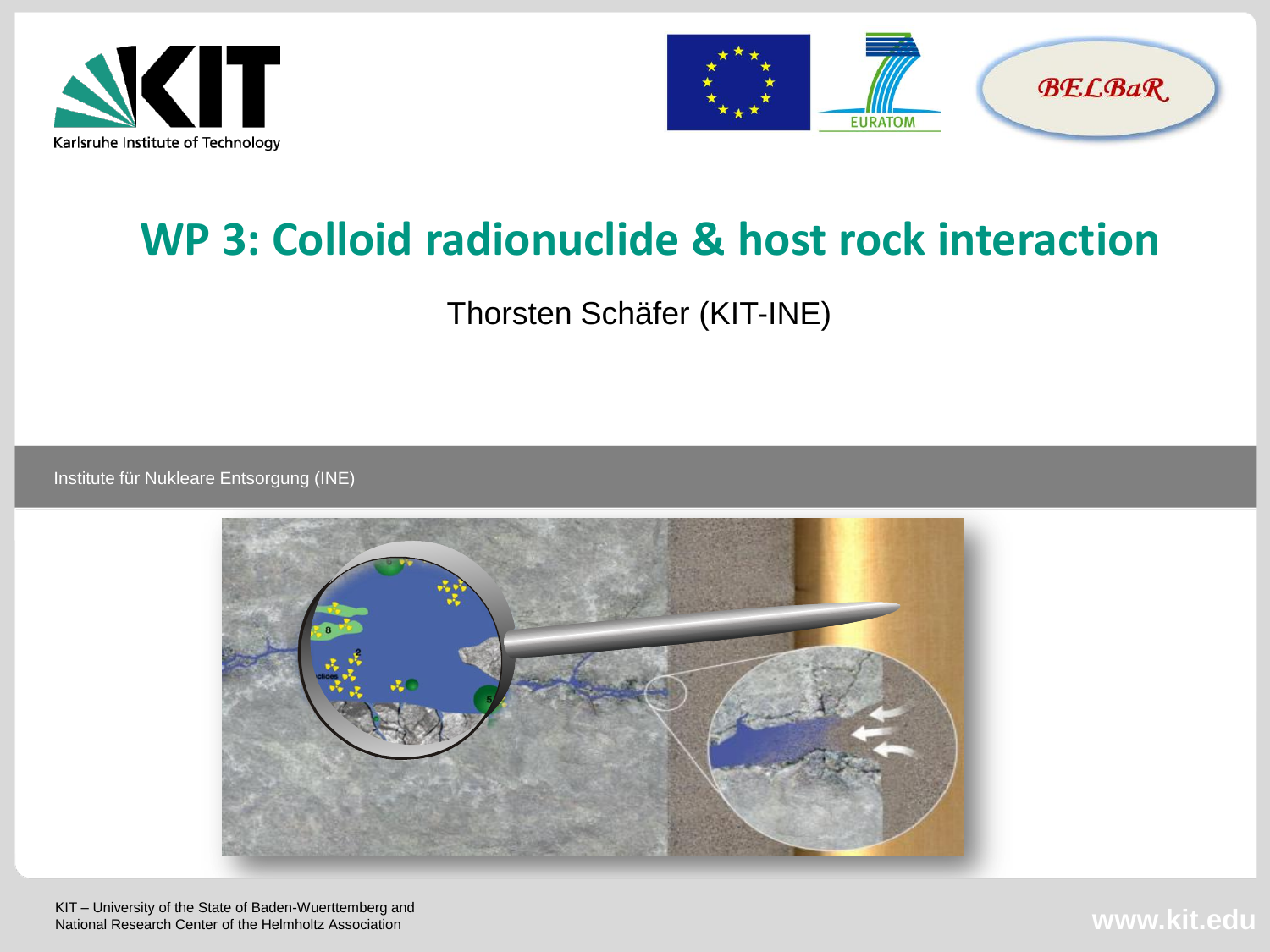# WP 3: Colloid radionuclide & host rock interaction

Thorsten Schäfer (KIT-INE)

Institute für Nukleare Entsorgung (INE)

KIT – University of the State of Baden-Wuerttemberg and
National Research Center of the Helmholtz Association

www.kit.edu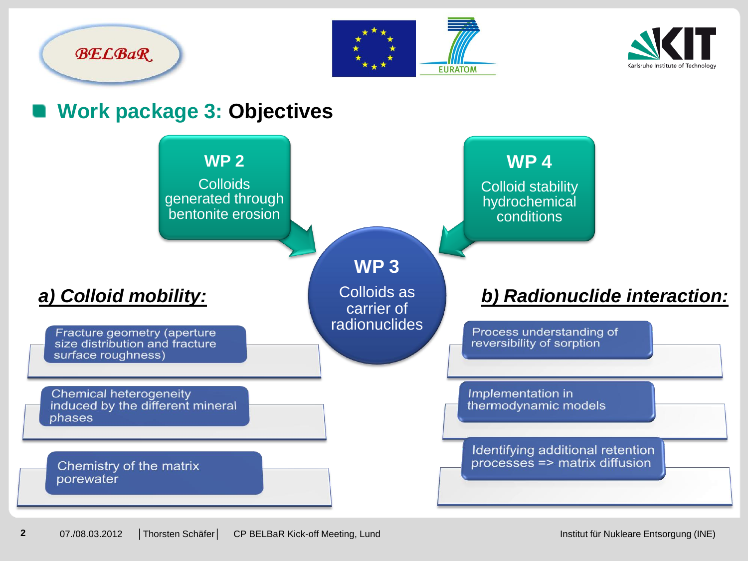## Work package 3: Objectives

**WP 2**
Colloids generated through bentonite erosion

**WP 4**
Colloid stability hydrochemical conditions

**WP 3**
Colloids as carrier of radionuclides

### *a) Colloid mobility:*

- Fracture geometry (aperture size distribution and fracture surface roughness)
- Chemical heterogeneity induced by the different mineral phases
- Chemistry of the matrix porewater

### *b) Radionuclide interaction:*

- Process understanding of reversibility of sorption
- Implementation in thermodynamic models
- Identifying additional retention processes => matrix diffusion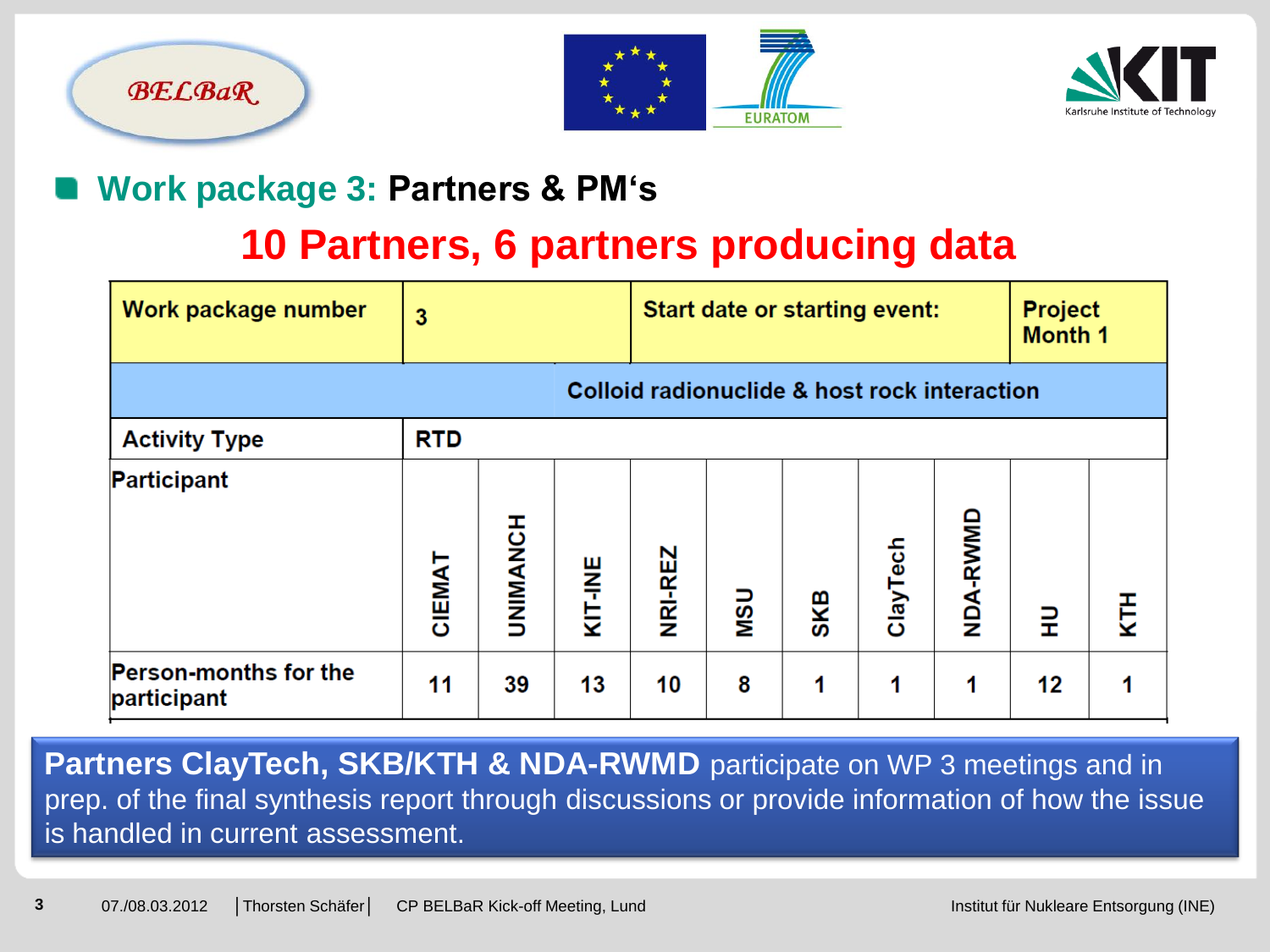## Work package 3: Partners & PM's

**10 Partners, 6 partners producing data**

| Work package number | 3 | | | Start date or starting event: | | | | Project Month 1 | |
|---|---|---|---|---|---|---|---|---|---|
| Colloid radionuclide & host rock interaction | | | | | | | | | |
| Activity Type | RTD | | | | | | | | |

| Participant | CIEMAT | UNIMANCH | KIT-INE | NRI-REZ | MSU | SKB | ClayTech | NDA-RWMD | HU | KTH |
|---|---|---|---|---|---|---|---|---|---|---|
| Person-months for the participant | 11 | 39 | 13 | 10 | 8 | 1 | 1 | 1 | 12 | 1 |

**Partners ClayTech, SKB/KTH & NDA-RWMD** participate on WP 3 meetings and in prep. of the final synthesis report through discussions or provide information of how the issue is handled in current assessment.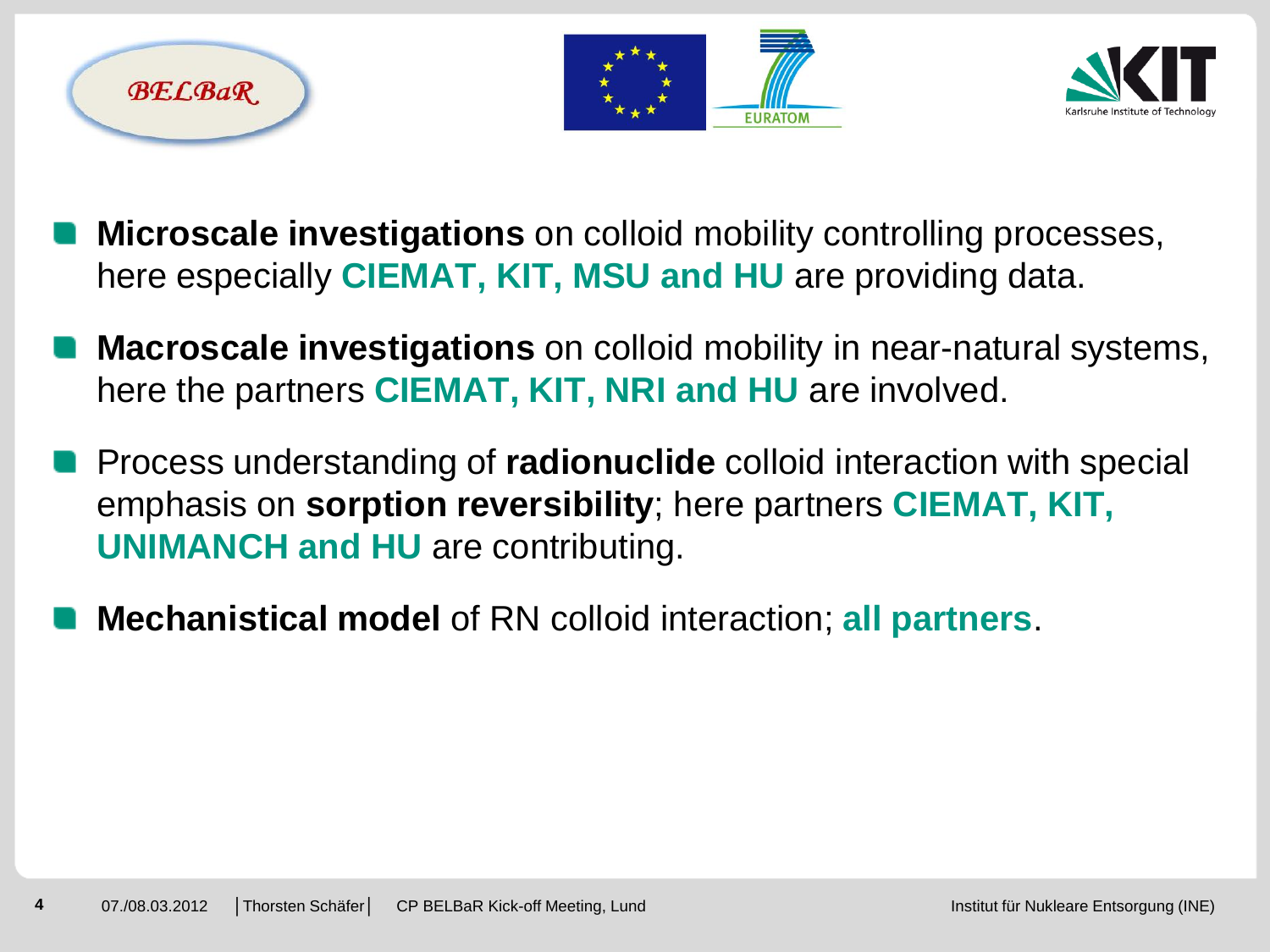- **Microscale investigations** on colloid mobility controlling processes, here especially **CIEMAT, KIT, MSU and HU** are providing data.
- **Macroscale investigations** on colloid mobility in near-natural systems, here the partners **CIEMAT, KIT, NRI and HU** are involved.
- Process understanding of **radionuclide** colloid interaction with special emphasis on **sorption reversibility**; here partners **CIEMAT, KIT, UNIMANCH and HU** are contributing.
- **Mechanistical model** of RN colloid interaction; **all partners**.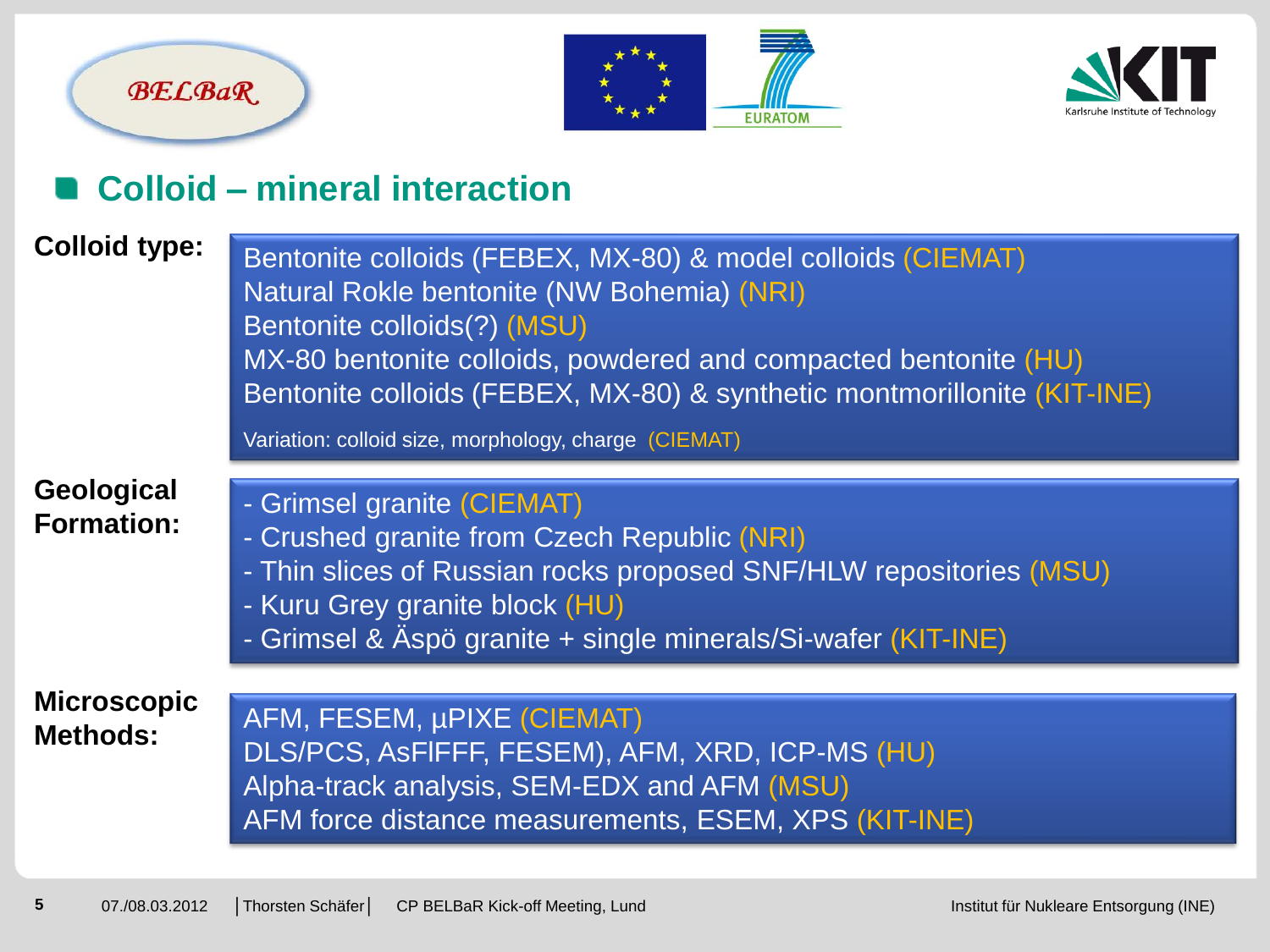## Colloid – mineral interaction

**Colloid type:**

Bentonite colloids (FEBEX, MX-80) & model colloids (CIEMAT)
Natural Rokle bentonite (NW Bohemia) (NRI)
Bentonite colloids(?) (MSU)
MX-80 bentonite colloids, powdered and compacted bentonite (HU)
Bentonite colloids (FEBEX, MX-80) & synthetic montmorillonite (KIT-INE)

Variation: colloid size, morphology, charge (CIEMAT)

**Geological Formation:**

- Grimsel granite (CIEMAT)
- Crushed granite from Czech Republic (NRI)
- Thin slices of Russian rocks proposed SNF/HLW repositories (MSU)
- Kuru Grey granite block (HU)
- Grimsel & Äspö granite + single minerals/Si-wafer (KIT-INE)

**Microscopic Methods:**

AFM, FESEM, µPIXE (CIEMAT)
DLS/PCS, AsFlFFF, FESEM), AFM, XRD, ICP-MS (HU)
Alpha-track analysis, SEM-EDX and AFM (MSU)
AFM force distance measurements, ESEM, XPS (KIT-INE)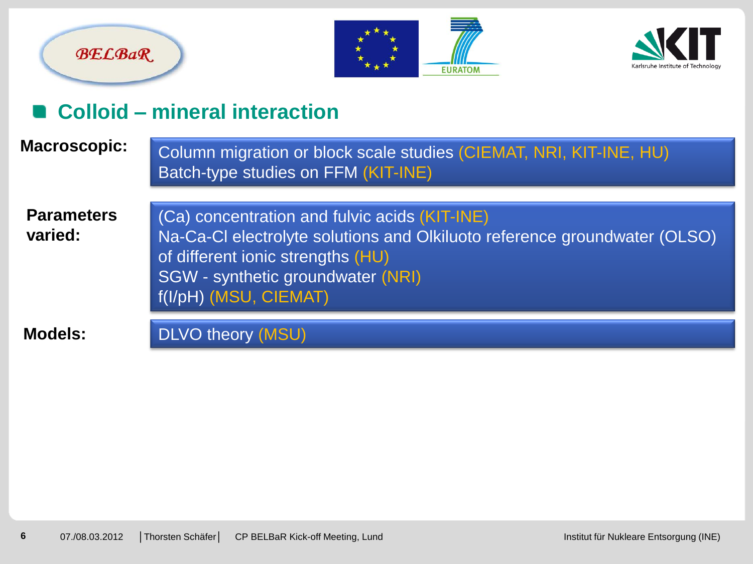## Colloid – mineral interaction

**Macroscopic:**

Column migration or block scale studies (CIEMAT, NRI, KIT-INE, HU)
Batch-type studies on FFM (KIT-INE)

**Parameters varied:**

(Ca) concentration and fulvic acids (KIT-INE)
Na-Ca-Cl electrolyte solutions and Olkiluoto reference groundwater (OLSO) of different ionic strengths (HU)
SGW - synthetic groundwater (NRI)
f(I/pH) (MSU, CIEMAT)

**Models:**

DLVO theory (MSU)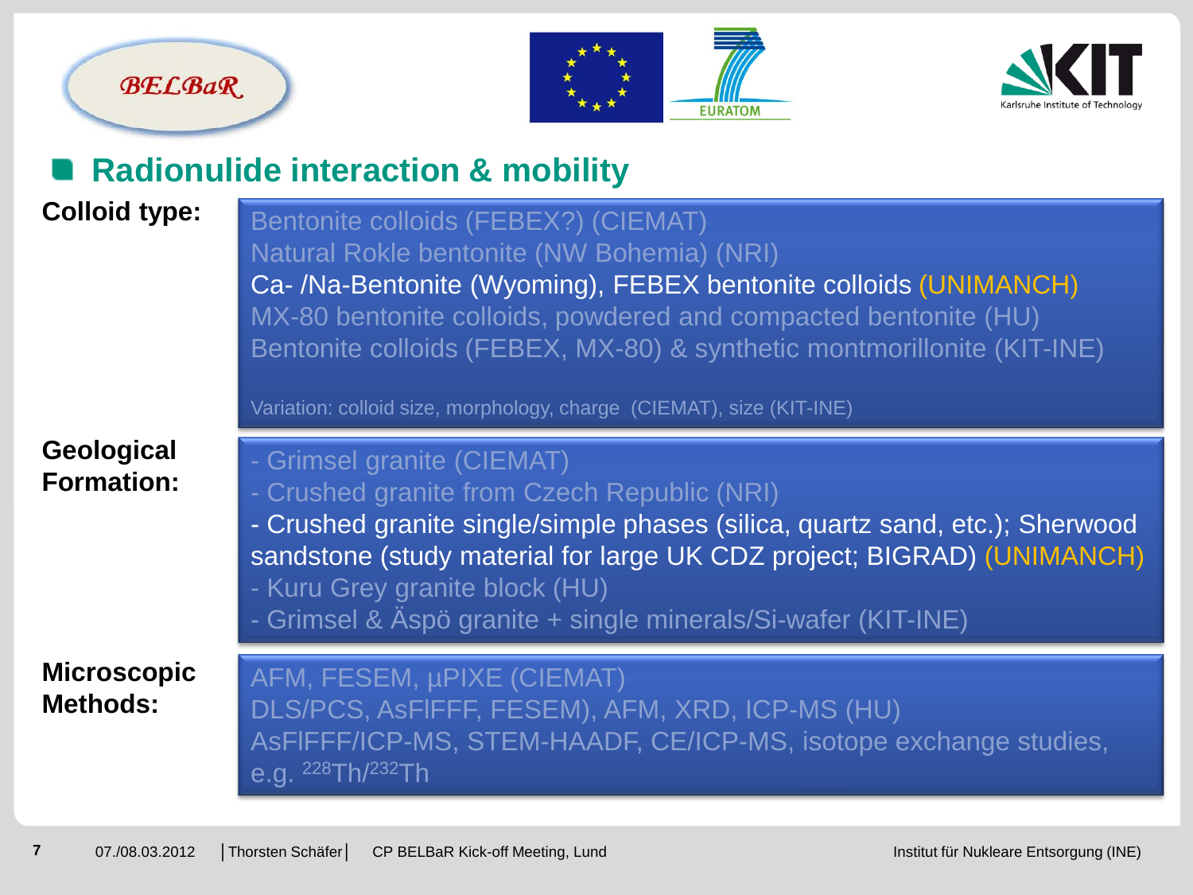## Radionulide interaction & mobility

**Colloid type:**

Bentonite colloids (FEBEX?) (CIEMAT)
Natural Rokle bentonite (NW Bohemia) (NRI)
Ca- /Na-Bentonite (Wyoming), FEBEX bentonite colloids (UNIMANCH)
MX-80 bentonite colloids, powdered and compacted bentonite (HU)
Bentonite colloids (FEBEX, MX-80) & synthetic montmorillonite (KIT-INE)

Variation: colloid size, morphology, charge (CIEMAT), size (KIT-INE)

**Geological Formation:**

- Grimsel granite (CIEMAT)
- Crushed granite from Czech Republic (NRI)
- Crushed granite single/simple phases (silica, quartz sand, etc.); Sherwood sandstone (study material for large UK CDZ project; BIGRAD) (UNIMANCH)
- Kuru Grey granite block (HU)
- Grimsel & Äspö granite + single minerals/Si-wafer (KIT-INE)

**Microscopic Methods:**

AFM, FESEM, µPIXE (CIEMAT)
DLS/PCS, AsFlFFF, FESEM), AFM, XRD, ICP-MS (HU)
AsFlFFF/ICP-MS, STEM-HAADF, CE/ICP-MS, isotope exchange studies, e.g. $^{228}Th/^{232}Th$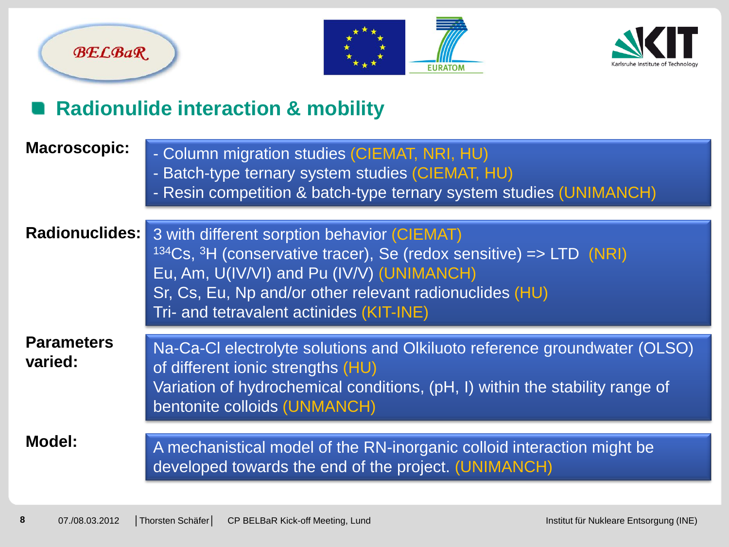## Radionulide interaction & mobility

**Macroscopic:**

- Column migration studies (CIEMAT, NRI, HU)
- Batch-type ternary system studies (CIEMAT, HU)
- Resin competition & batch-type ternary system studies (UNIMANCH)

**Radionuclides:**

3 with different sorption behavior (CIEMAT)
$^{134}$Cs, $^{3}$H (conservative tracer), Se (redox sensitive) => LTD (NRI)
Eu, Am, U(IV/VI) and Pu (IV/V) (UNIMANCH)
Sr, Cs, Eu, Np and/or other relevant radionuclides (HU)
Tri- and tetravalent actinides (KIT-INE)

**Parameters varied:**

Na-Ca-Cl electrolyte solutions and Olkiluoto reference groundwater (OLSO) of different ionic strengths (HU)
Variation of hydrochemical conditions, (pH, I) within the stability range of bentonite colloids (UNMANCH)

**Model:**

A mechanistical model of the RN-inorganic colloid interaction might be developed towards the end of the project. (UNIMANCH)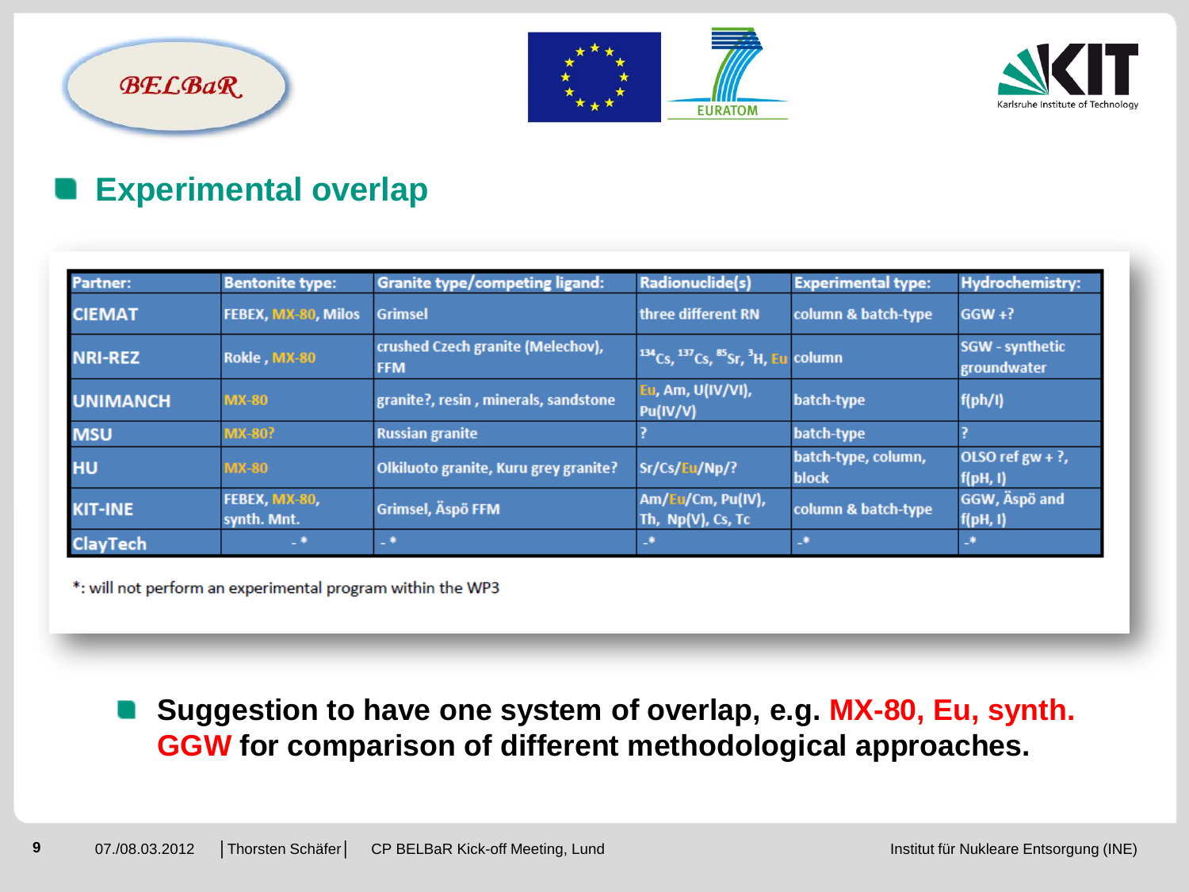## Experimental overlap

| Partner: | Bentonite type: | Granite type/competing ligand: | Radionuclide(s) | Experimental type: | Hydrochemistry: |
|---|---|---|---|---|---|
| CIEMAT | FEBEX, MX-80, Milos | Grimsel | three different RN | column & batch-type | GGW +? |
| NRI-REZ | Rokle , MX-80 | crushed Czech granite (Melechov), FFM | $^{134}$Cs, $^{137}$Cs, $^{85}$Sr, $^{3}$H, Eu | column | SGW - synthetic groundwater |
| UNIMANCH | MX-80 | granite?, resin , minerals, sandstone | Eu, Am, U(IV/VI), Pu(IV/V) | batch-type | f(ph/I) |
| MSU | MX-80? | Russian granite | ? | batch-type | ? |
| HU | MX-80 | Olkiluoto granite, Kuru grey granite? | Sr/Cs/Eu/Np/? | batch-type, column, block | OLSO ref gw + ?, f(pH, I) |
| KIT-INE | FEBEX, MX-80, synth. Mnt. | Grimsel, Äspö FFM | Am/Eu/Cm, Pu(IV), Th, Np(V), Cs, Tc | column & batch-type | GGW, Äspö and f(pH, I) |
| ClayTech | -* | -* | -* | -* | -* |

*: will not perform an experimental program within the WP3

- **Suggestion to have one system of overlap, e.g. MX-80, Eu, synth. GGW for comparison of different methodological approaches.**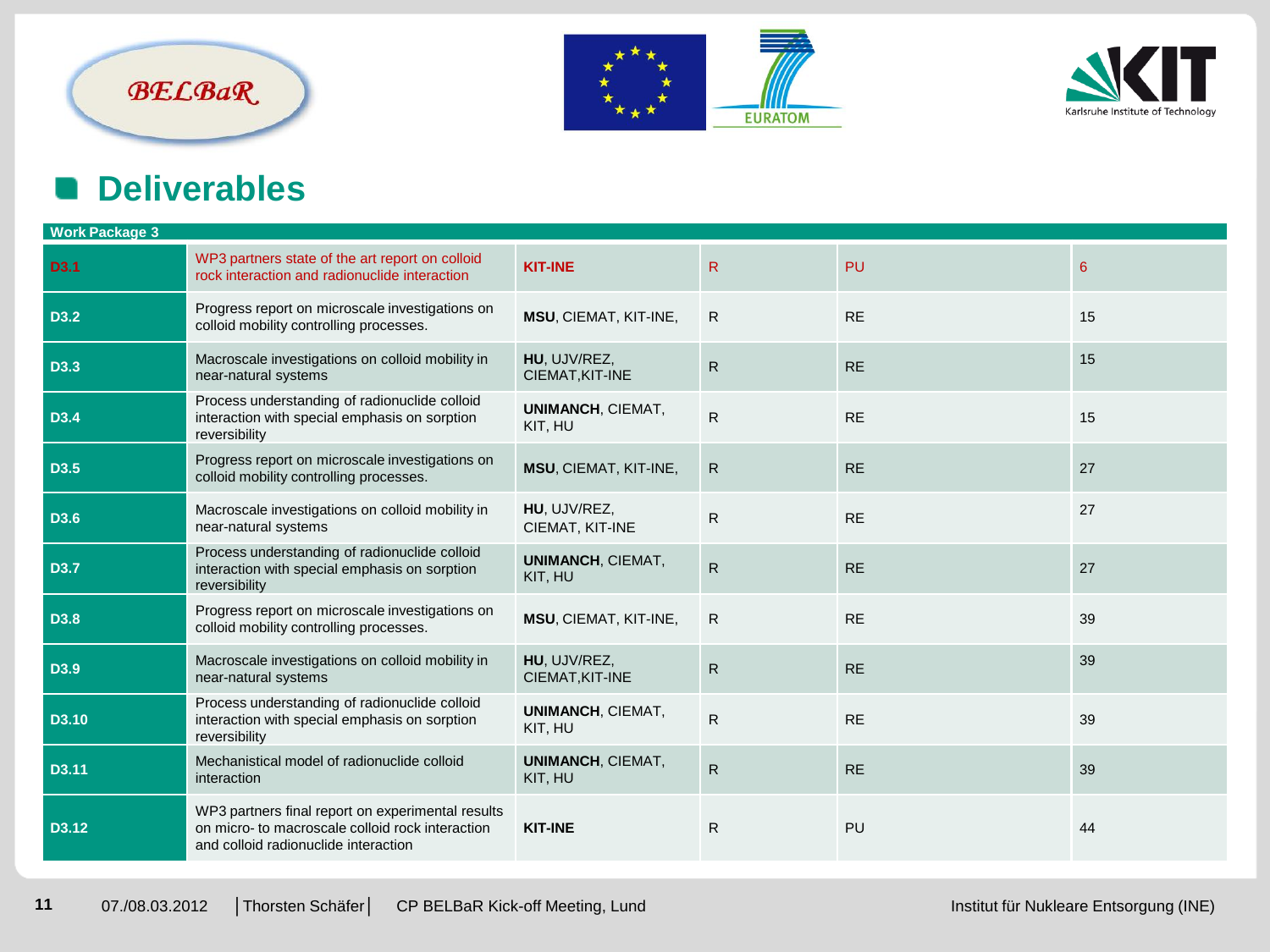## Deliverables

| Work Package 3 | | | | | |
|---|---|---|---|---|---|
| D3.1 | WP3 partners state of the art report on colloid rock interaction and radionuclide interaction | **KIT-INE** | R | PU | 6 |
| D3.2 | Progress report on microscale investigations on colloid mobility controlling processes. | **MSU**, CIEMAT, KIT-INE, | R | RE | 15 |
| D3.3 | Macroscale investigations on colloid mobility in near-natural systems | **HU**, UJV/REZ, CIEMAT,KIT-INE | R | RE | 15 |
| D3.4 | Process understanding of radionuclide colloid interaction with special emphasis on sorption reversibility | **UNIMANCH**, CIEMAT, KIT, HU | R | RE | 15 |
| D3.5 | Progress report on microscale investigations on colloid mobility controlling processes. | **MSU**, CIEMAT, KIT-INE, | R | RE | 27 |
| D3.6 | Macroscale investigations on colloid mobility in near-natural systems | **HU**, UJV/REZ, CIEMAT, KIT-INE | R | RE | 27 |
| D3.7 | Process understanding of radionuclide colloid interaction with special emphasis on sorption reversibility | **UNIMANCH**, CIEMAT, KIT, HU | R | RE | 27 |
| D3.8 | Progress report on microscale investigations on colloid mobility controlling processes. | **MSU**, CIEMAT, KIT-INE, | R | RE | 39 |
| D3.9 | Macroscale investigations on colloid mobility in near-natural systems | **HU**, UJV/REZ, CIEMAT,KIT-INE | R | RE | 39 |
| D3.10 | Process understanding of radionuclide colloid interaction with special emphasis on sorption reversibility | **UNIMANCH**, CIEMAT, KIT, HU | R | RE | 39 |
| D3.11 | Mechanistical model of radionuclide colloid interaction | **UNIMANCH**, CIEMAT, KIT, HU | R | RE | 39 |
| D3.12 | WP3 partners final report on experimental results on micro- to macroscale colloid rock interaction and colloid radionuclide interaction | **KIT-INE** | R | PU | 44 |

07./08.03.2012 | Thorsten Schäfer | CP BELBaR Kick-off Meeting, Lund — Institut für Nukleare Entsorgung (INE)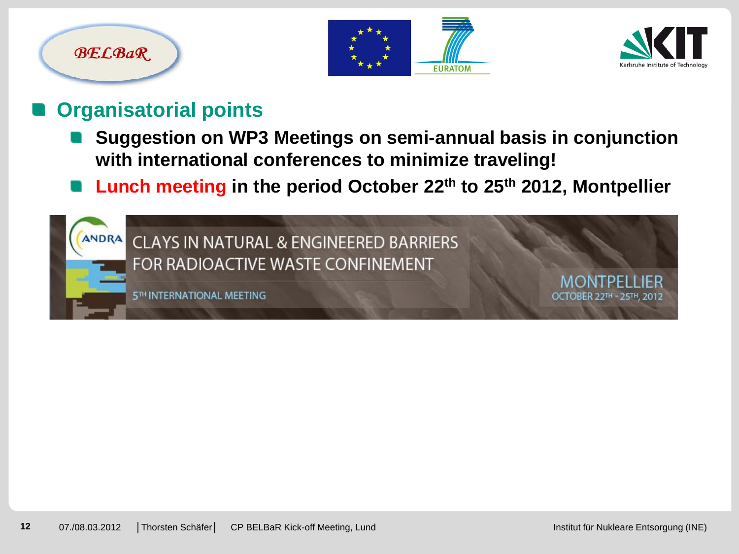## Organisatorial points

- **Suggestion on WP3 Meetings on semi-annual basis in conjunction with international conferences to minimize traveling!**
- **Lunch meeting in the period October 22th to 25th 2012, Montpellier**

ANDRA

CLAYS IN NATURAL & ENGINEERED BARRIERS FOR RADIOACTIVE WASTE CONFINEMENT

5TH INTERNATIONAL MEETING

MONTPELLIER

OCTOBER 22TH - 25TH, 2012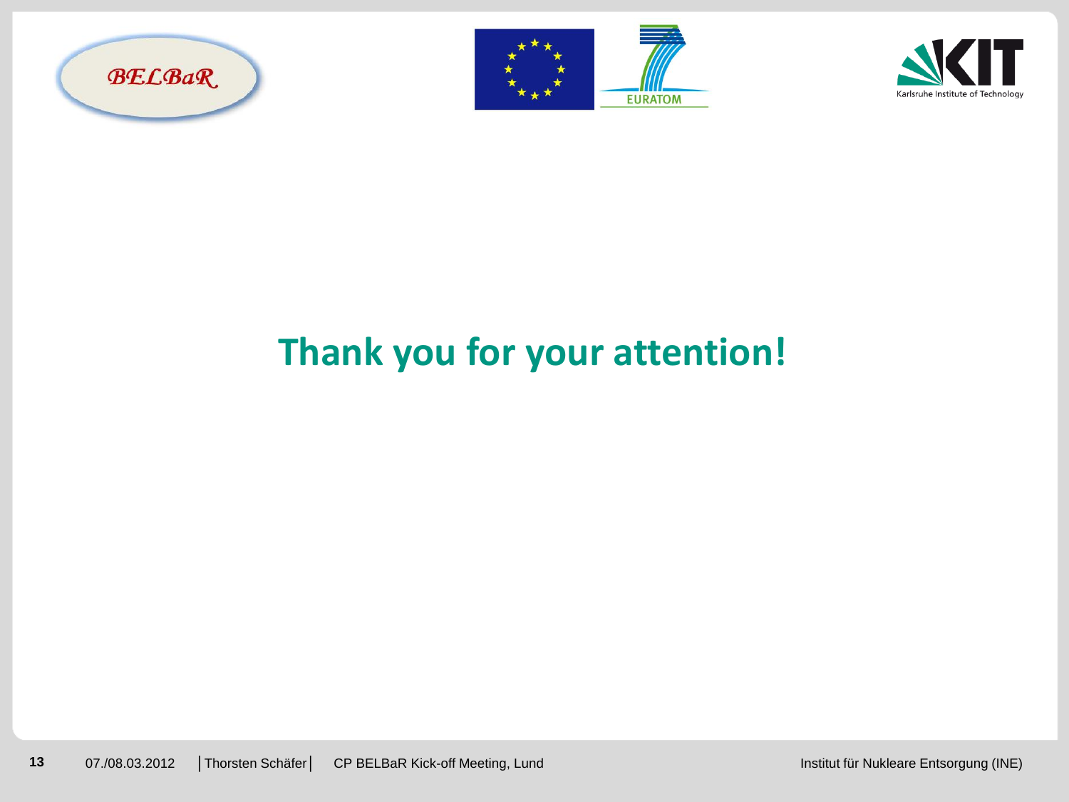# Thank you for your attention!